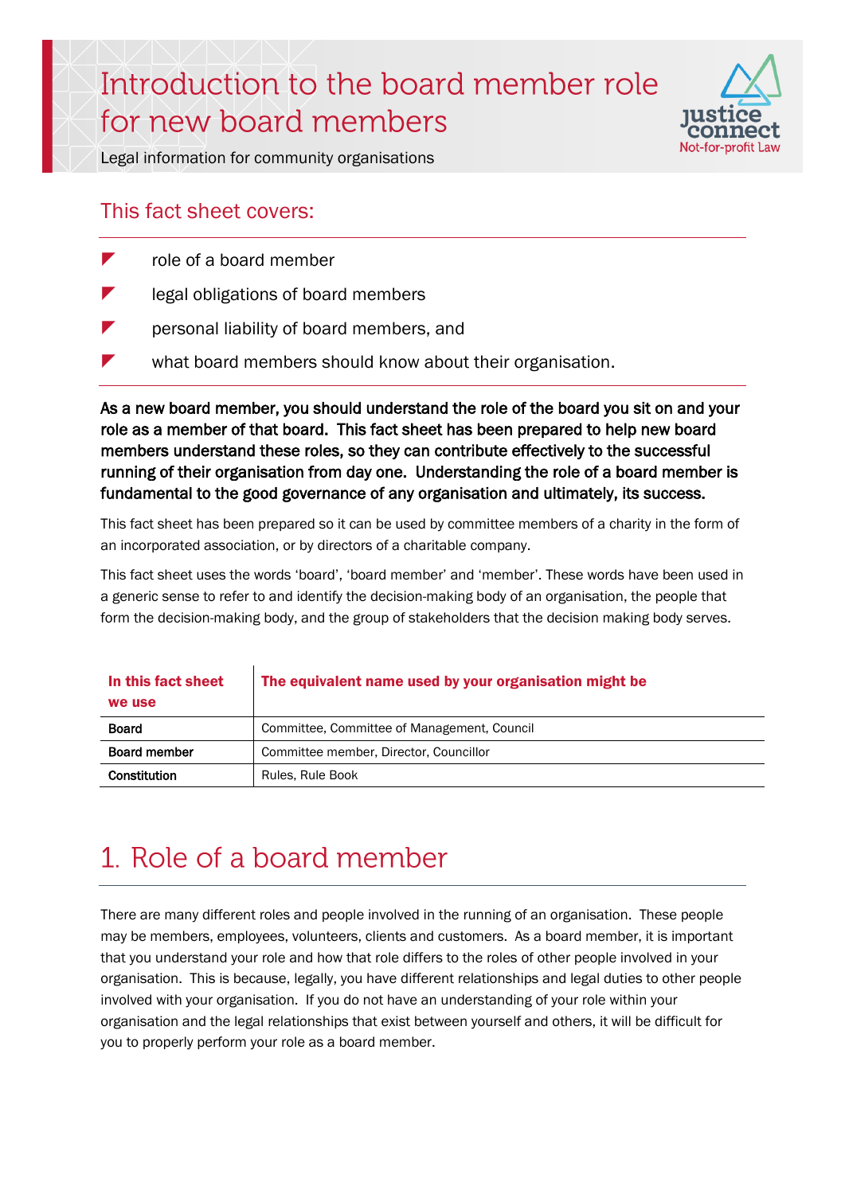# Introduction to the board member role for new board members

Legal information for community organisations

## This fact sheet covers:

- role of a board member
- legal obligations of board members
- personal liability of board members, and
- what board members should know about their organisation.

**As a new board member, you should understand the role of the board you sit on and your role as a member of that board. This fact sheet has been prepared to help new board members understand these roles, so they can contribute effectively to the successful running of their organisation from day one. Understanding the role of a board member is fundamental to the good governance of any organisation and ultimately, its success.**

This fact sheet has been prepared so it can be used by committee members of a charity in the form of an incorporated association, or by directors of a charitable company.

This fact sheet uses the words 'board', 'board member' and 'member'. These words have been used in a generic sense to refer to and identify the decision-making body of an organisation, the people that form the decision-making body, and the group of stakeholders that the decision making body serves.

| In this fact sheet we use | The equivalent name used by your organisation might be |
|---|---|
| **Board** | Committee, Committee of Management, Council |
| **Board member** | Committee member, Director, Councillor |
| **Constitution** | Rules, Rule Book |

## 1. Role of a board member

There are many different roles and people involved in the running of an organisation. These people may be members, employees, volunteers, clients and customers. As a board member, it is important that you understand your role and how that role differs to the roles of other people involved in your organisation. This is because, legally, you have different relationships and legal duties to other people involved with your organisation. If you do not have an understanding of your role within your organisation and the legal relationships that exist between yourself and others, it will be difficult for you to properly perform your role as a board member.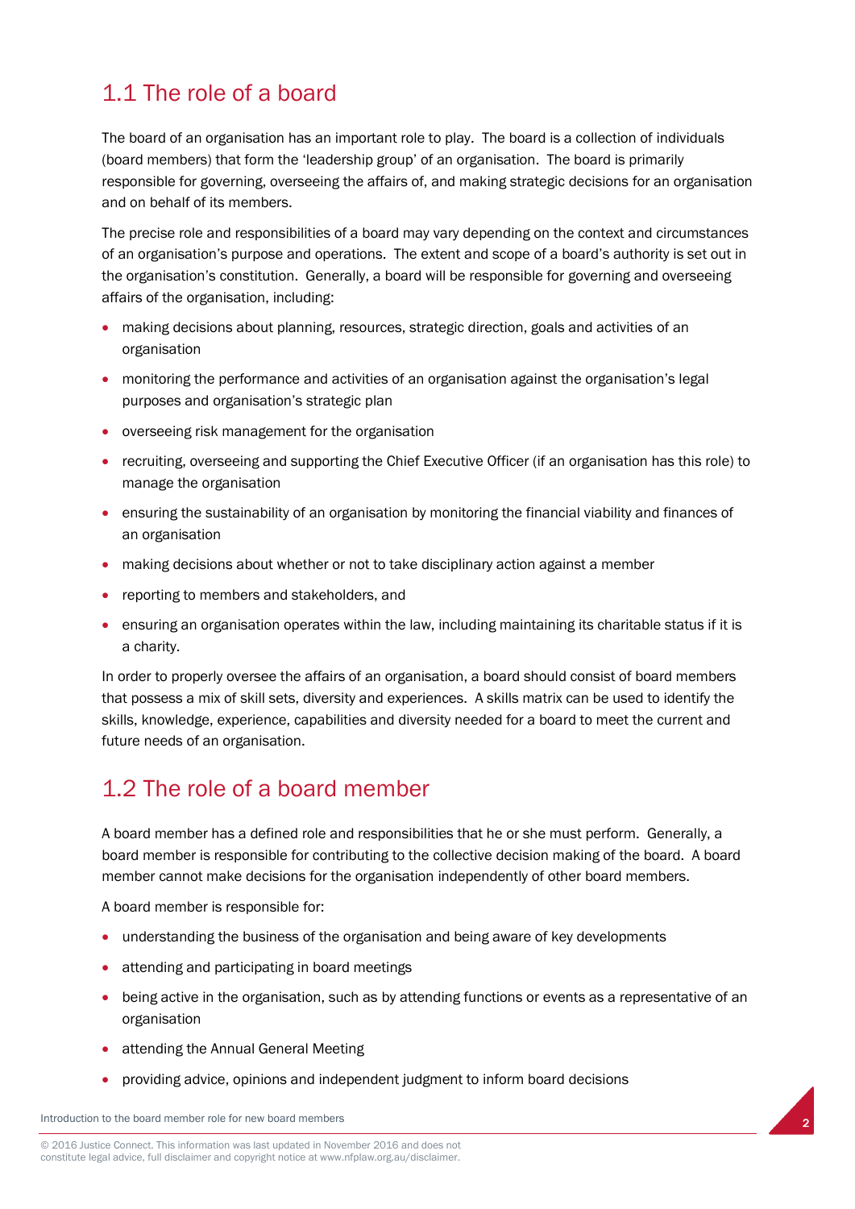## 1.1 The role of a board

The board of an organisation has an important role to play. The board is a collection of individuals (board members) that form the 'leadership group' of an organisation. The board is primarily responsible for governing, overseeing the affairs of, and making strategic decisions for an organisation and on behalf of its members.

The precise role and responsibilities of a board may vary depending on the context and circumstances of an organisation's purpose and operations. The extent and scope of a board's authority is set out in the organisation's constitution. Generally, a board will be responsible for governing and overseeing affairs of the organisation, including:

- making decisions about planning, resources, strategic direction, goals and activities of an organisation
- monitoring the performance and activities of an organisation against the organisation's legal purposes and organisation's strategic plan
- overseeing risk management for the organisation
- recruiting, overseeing and supporting the Chief Executive Officer (if an organisation has this role) to manage the organisation
- ensuring the sustainability of an organisation by monitoring the financial viability and finances of an organisation
- making decisions about whether or not to take disciplinary action against a member
- reporting to members and stakeholders, and
- ensuring an organisation operates within the law, including maintaining its charitable status if it is a charity.

In order to properly oversee the affairs of an organisation, a board should consist of board members that possess a mix of skill sets, diversity and experiences. A skills matrix can be used to identify the skills, knowledge, experience, capabilities and diversity needed for a board to meet the current and future needs of an organisation.

## 1.2 The role of a board member

A board member has a defined role and responsibilities that he or she must perform. Generally, a board member is responsible for contributing to the collective decision making of the board. A board member cannot make decisions for the organisation independently of other board members.

A board member is responsible for:

- understanding the business of the organisation and being aware of key developments
- attending and participating in board meetings
- being active in the organisation, such as by attending functions or events as a representative of an organisation
- attending the Annual General Meeting
- providing advice, opinions and independent judgment to inform board decisions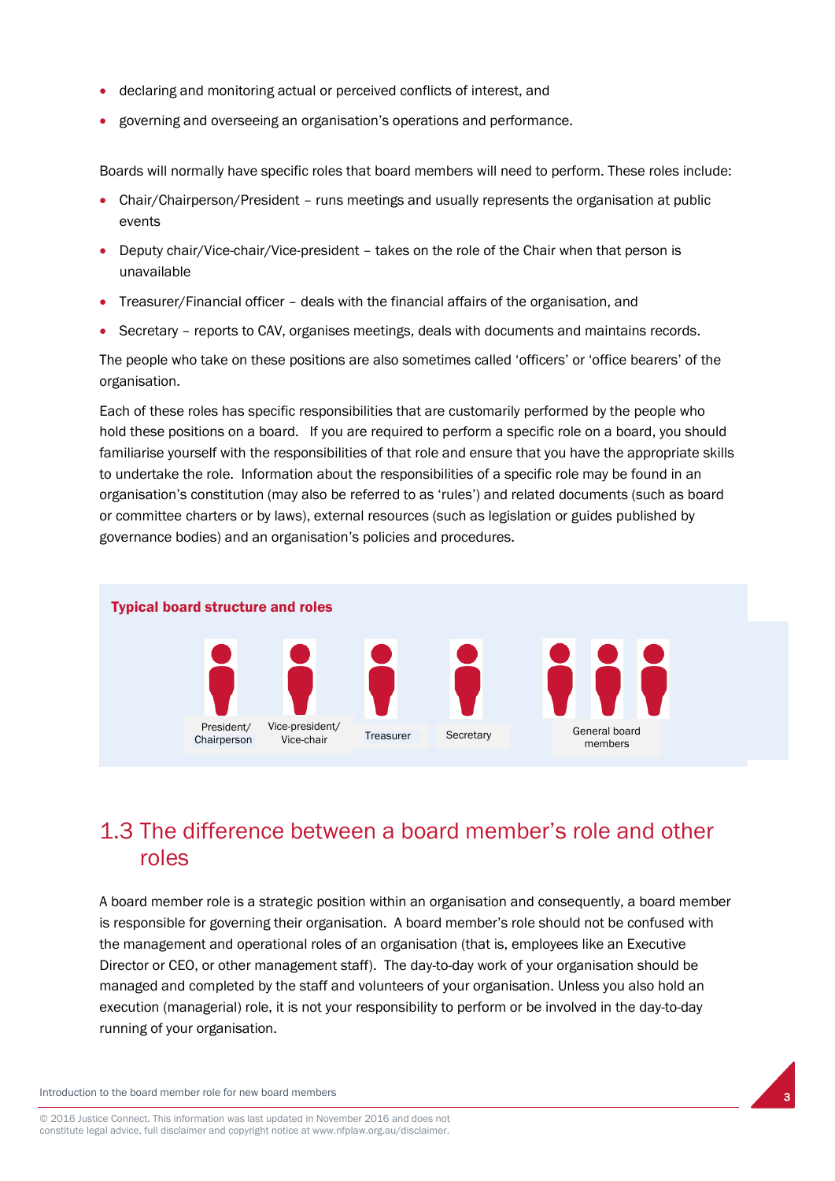- declaring and monitoring actual or perceived conflicts of interest, and
- governing and overseeing an organisation's operations and performance.

Boards will normally have specific roles that board members will need to perform. These roles include:

- Chair/Chairperson/President – runs meetings and usually represents the organisation at public events
- Deputy chair/Vice-chair/Vice-president – takes on the role of the Chair when that person is unavailable
- Treasurer/Financial officer – deals with the financial affairs of the organisation, and
- Secretary – reports to CAV, organises meetings, deals with documents and maintains records.

The people who take on these positions are also sometimes called 'officers' or 'office bearers' of the organisation.

Each of these roles has specific responsibilities that are customarily performed by the people who hold these positions on a board. If you are required to perform a specific role on a board, you should familiarise yourself with the responsibilities of that role and ensure that you have the appropriate skills to undertake the role. Information about the responsibilities of a specific role may be found in an organisation's constitution (may also be referred to as 'rules') and related documents (such as board or committee charters or by laws), external resources (such as legislation or guides published by governance bodies) and an organisation's policies and procedures.

**Typical board structure and roles**

President/ Chairperson | Vice-president/ Vice-chair | Treasurer | Secretary | General board members

## 1.3 The difference between a board member's role and other roles

A board member role is a strategic position within an organisation and consequently, a board member is responsible for governing their organisation. A board member's role should not be confused with the management and operational roles of an organisation (that is, employees like an Executive Director or CEO, or other management staff). The day-to-day work of your organisation should be managed and completed by the staff and volunteers of your organisation. Unless you also hold an execution (managerial) role, it is not your responsibility to perform or be involved in the day-to-day running of your organisation.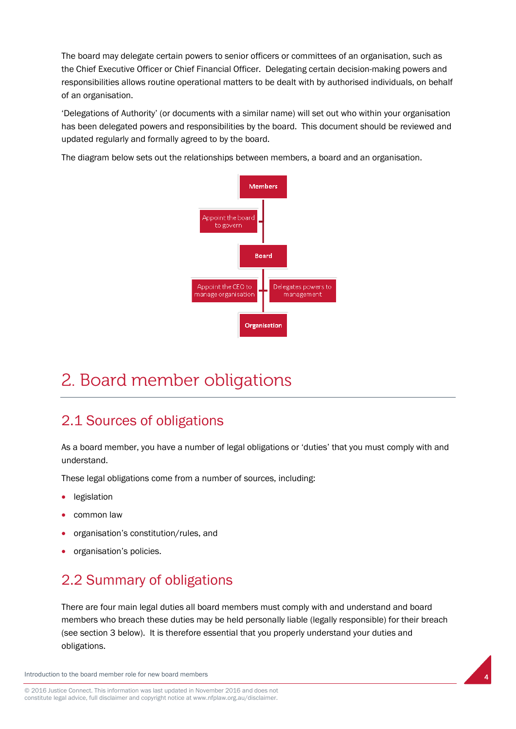The board may delegate certain powers to senior officers or committees of an organisation, such as the Chief Executive Officer or Chief Financial Officer. Delegating certain decision-making powers and responsibilities allows routine operational matters to be dealt with by authorised individuals, on behalf of an organisation.

'Delegations of Authority' (or documents with a similar name) will set out who within your organisation has been delegated powers and responsibilities by the board. This document should be reviewed and updated regularly and formally agreed to by the board.

The diagram below sets out the relationships between members, a board and an organisation.

Members

Appoint the board to govern

Board

Appoint the CEO to manage organisation

Delegates powers to management

Organisation

# 2. Board member obligations

## 2.1 Sources of obligations

As a board member, you have a number of legal obligations or 'duties' that you must comply with and understand.

These legal obligations come from a number of sources, including:

- legislation
- common law
- organisation's constitution/rules, and
- organisation's policies.

## 2.2 Summary of obligations

There are four main legal duties all board members must comply with and understand and board members who breach these duties may be held personally liable (legally responsible) for their breach (see section 3 below). It is therefore essential that you properly understand your duties and obligations.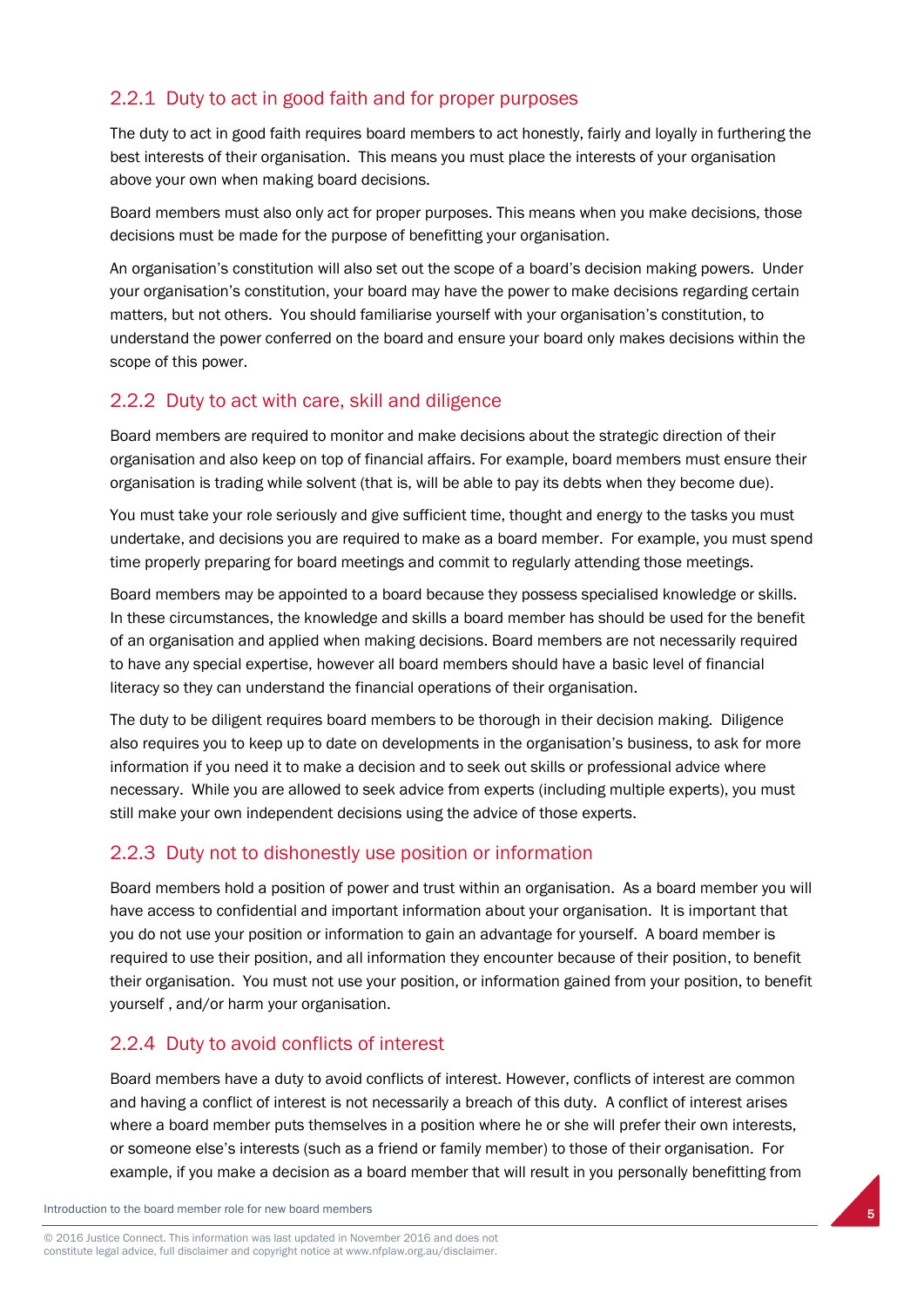### 2.2.1 Duty to act in good faith and for proper purposes

The duty to act in good faith requires board members to act honestly, fairly and loyally in furthering the best interests of their organisation. This means you must place the interests of your organisation above your own when making board decisions.

Board members must also only act for proper purposes. This means when you make decisions, those decisions must be made for the purpose of benefitting your organisation.

An organisation's constitution will also set out the scope of a board's decision making powers. Under your organisation's constitution, your board may have the power to make decisions regarding certain matters, but not others. You should familiarise yourself with your organisation's constitution, to understand the power conferred on the board and ensure your board only makes decisions within the scope of this power.

### 2.2.2 Duty to act with care, skill and diligence

Board members are required to monitor and make decisions about the strategic direction of their organisation and also keep on top of financial affairs. For example, board members must ensure their organisation is trading while solvent (that is, will be able to pay its debts when they become due).

You must take your role seriously and give sufficient time, thought and energy to the tasks you must undertake, and decisions you are required to make as a board member. For example, you must spend time properly preparing for board meetings and commit to regularly attending those meetings.

Board members may be appointed to a board because they possess specialised knowledge or skills. In these circumstances, the knowledge and skills a board member has should be used for the benefit of an organisation and applied when making decisions. Board members are not necessarily required to have any special expertise, however all board members should have a basic level of financial literacy so they can understand the financial operations of their organisation.

The duty to be diligent requires board members to be thorough in their decision making. Diligence also requires you to keep up to date on developments in the organisation's business, to ask for more information if you need it to make a decision and to seek out skills or professional advice where necessary. While you are allowed to seek advice from experts (including multiple experts), you must still make your own independent decisions using the advice of those experts.

### 2.2.3 Duty not to dishonestly use position or information

Board members hold a position of power and trust within an organisation. As a board member you will have access to confidential and important information about your organisation. It is important that you do not use your position or information to gain an advantage for yourself. A board member is required to use their position, and all information they encounter because of their position, to benefit their organisation. You must not use your position, or information gained from your position, to benefit yourself , and/or harm your organisation.

### 2.2.4 Duty to avoid conflicts of interest

Board members have a duty to avoid conflicts of interest. However, conflicts of interest are common and having a conflict of interest is not necessarily a breach of this duty. A conflict of interest arises where a board member puts themselves in a position where he or she will prefer their own interests, or someone else's interests (such as a friend or family member) to those of their organisation. For example, if you make a decision as a board member that will result in you personally benefitting from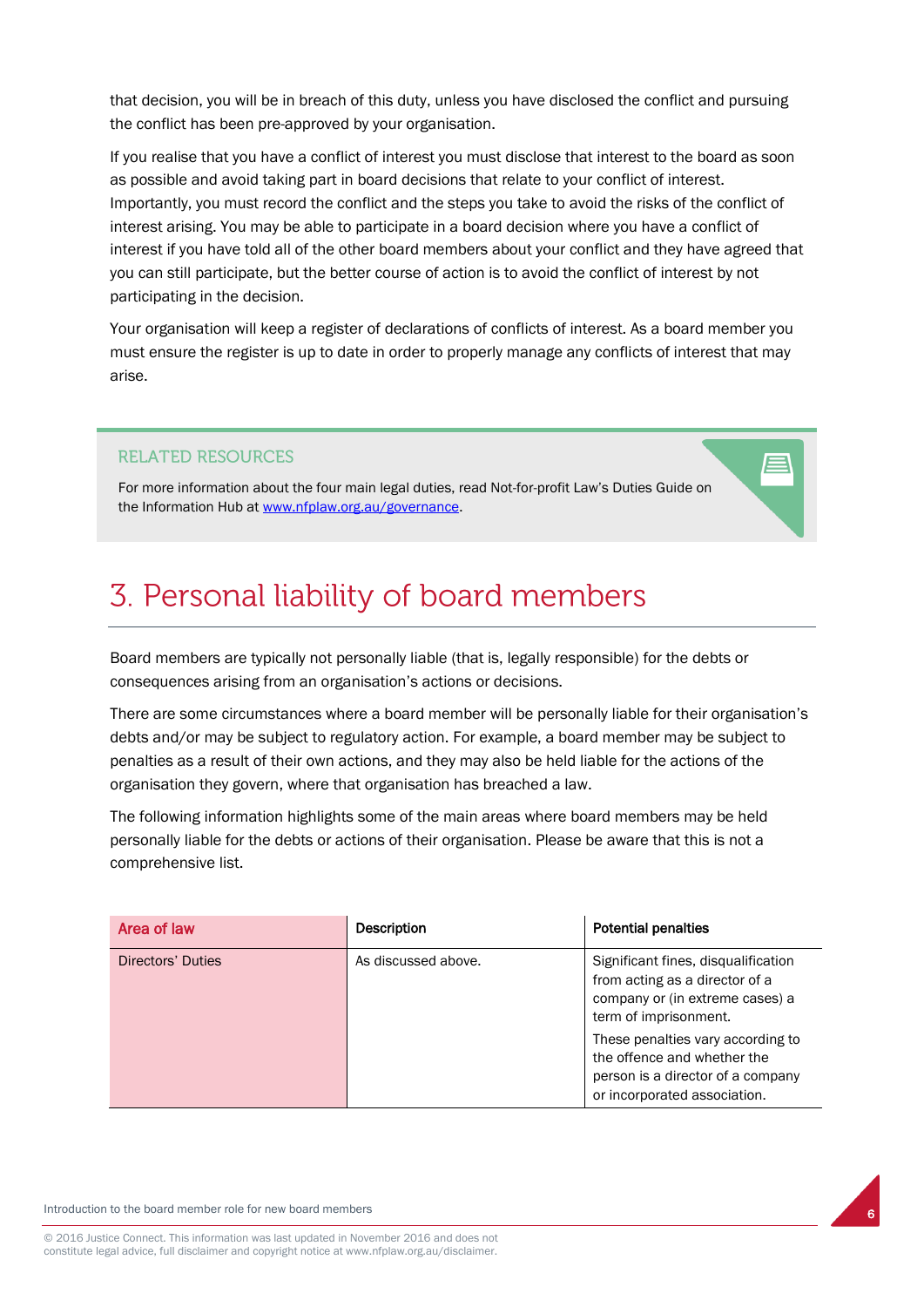that decision, you will be in breach of this duty, unless you have disclosed the conflict and pursuing the conflict has been pre-approved by your organisation.

If you realise that you have a conflict of interest you must disclose that interest to the board as soon as possible and avoid taking part in board decisions that relate to your conflict of interest. Importantly, you must record the conflict and the steps you take to avoid the risks of the conflict of interest arising. You may be able to participate in a board decision where you have a conflict of interest if you have told all of the other board members about your conflict and they have agreed that you can still participate, but the better course of action is to avoid the conflict of interest by not participating in the decision.

Your organisation will keep a register of declarations of conflicts of interest. As a board member you must ensure the register is up to date in order to properly manage any conflicts of interest that may arise.

> **RELATED RESOURCES**
>
> For more information about the four main legal duties, read Not-for-profit Law's Duties Guide on the Information Hub at www.nfplaw.org.au/governance.

# 3. Personal liability of board members

Board members are typically not personally liable (that is, legally responsible) for the debts or consequences arising from an organisation's actions or decisions.

There are some circumstances where a board member will be personally liable for their organisation's debts and/or may be subject to regulatory action. For example, a board member may be subject to penalties as a result of their own actions, and they may also be held liable for the actions of the organisation they govern, where that organisation has breached a law.

The following information highlights some of the main areas where board members may be held personally liable for the debts or actions of their organisation. Please be aware that this is not a comprehensive list.

| Area of law | Description | Potential penalties |
|---|---|---|
| Directors' Duties | As discussed above. | Significant fines, disqualification from acting as a director of a company or (in extreme cases) a term of imprisonment.<br><br>These penalties vary according to the offence and whether the person is a director of a company or incorporated association. |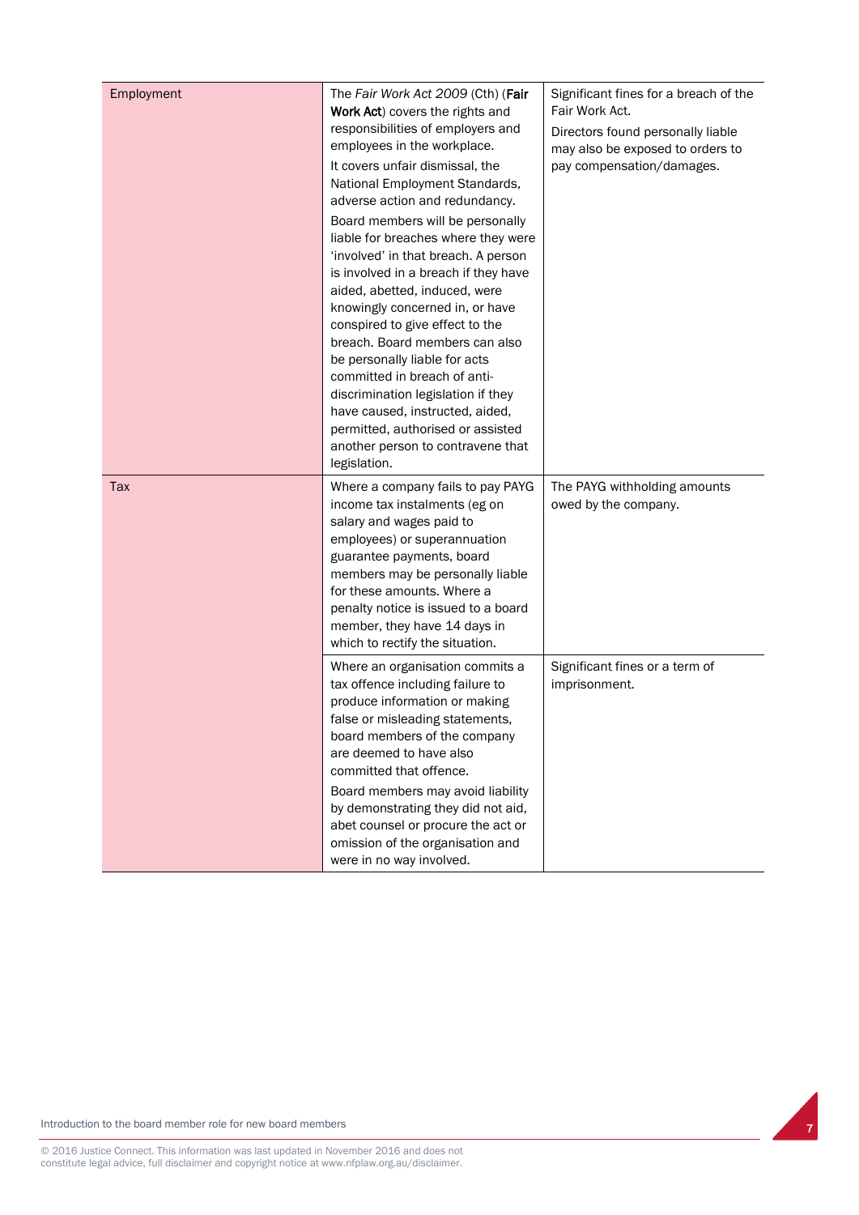| | | |
|---|---|---|
| Employment | The *Fair Work Act 2009* (Cth) (**Fair Work Act**) covers the rights and responsibilities of employers and employees in the workplace.<br><br>It covers unfair dismissal, the National Employment Standards, adverse action and redundancy.<br><br>Board members will be personally liable for breaches where they were 'involved' in that breach. A person is involved in a breach if they have aided, abetted, induced, were knowingly concerned in, or have conspired to give effect to the breach. Board members can also be personally liable for acts committed in breach of anti-discrimination legislation if they have caused, instructed, aided, permitted, authorised or assisted another person to contravene that legislation. | Significant fines for a breach of the Fair Work Act.<br><br>Directors found personally liable may also be exposed to orders to pay compensation/damages. |
| Tax | Where a company fails to pay PAYG income tax instalments (eg on salary and wages paid to employees) or superannuation guarantee payments, board members may be personally liable for these amounts. Where a penalty notice is issued to a board member, they have 14 days in which to rectify the situation. | The PAYG withholding amounts owed by the company. |
| | Where an organisation commits a tax offence including failure to produce information or making false or misleading statements, board members of the company are deemed to have also committed that offence.<br><br>Board members may avoid liability by demonstrating they did not aid, abet counsel or procure the act or omission of the organisation and were in no way involved. | Significant fines or a term of imprisonment. |

© 2016 Justice Connect. This information was last updated in November 2016 and does not constitute legal advice, full disclaimer and copyright notice at www.nfplaw.org.au/disclaimer.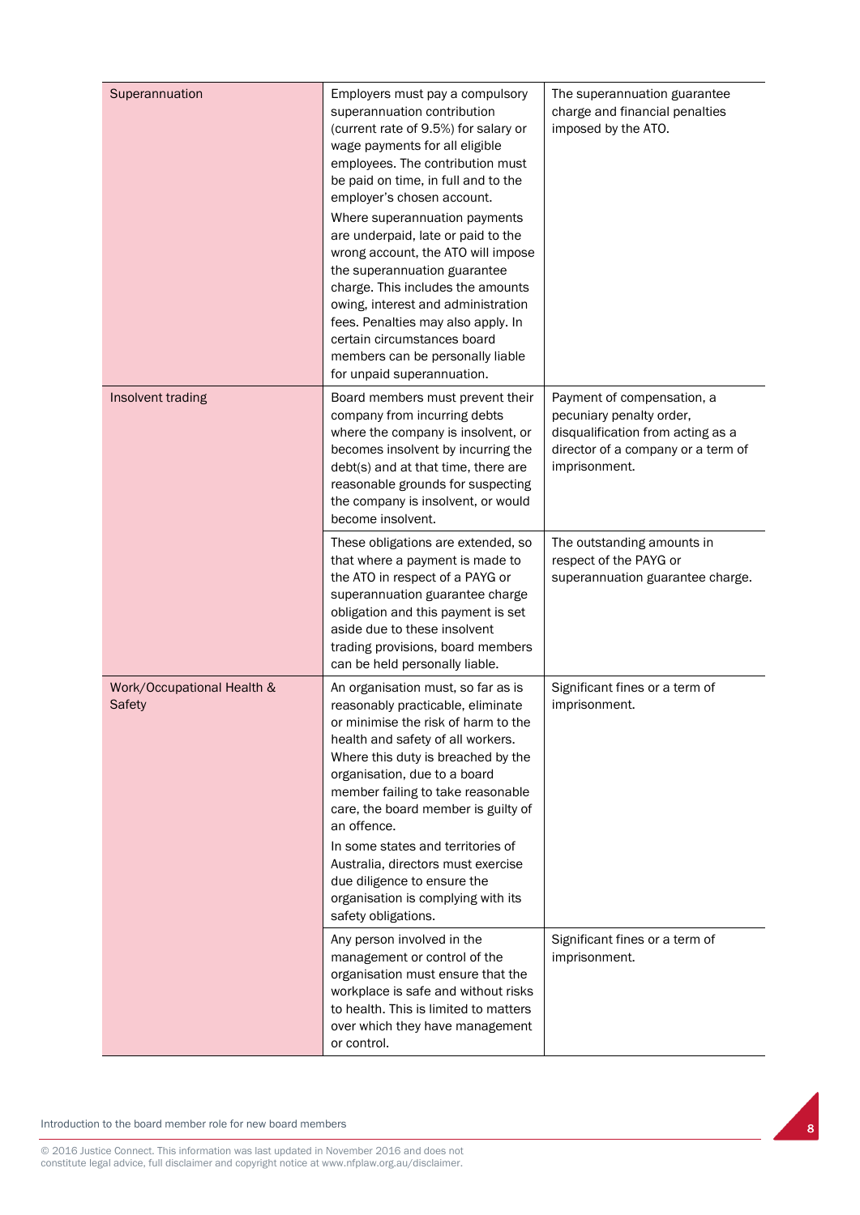| | | |
|---|---|---|
| Superannuation | Employers must pay a compulsory superannuation contribution (current rate of 9.5%) for salary or wage payments for all eligible employees. The contribution must be paid on time, in full and to the employer's chosen account.<br><br>Where superannuation payments are underpaid, late or paid to the wrong account, the ATO will impose the superannuation guarantee charge. This includes the amounts owing, interest and administration fees. Penalties may also apply. In certain circumstances board members can be personally liable for unpaid superannuation. | The superannuation guarantee charge and financial penalties imposed by the ATO. |
| Insolvent trading | Board members must prevent their company from incurring debts where the company is insolvent, or becomes insolvent by incurring the debt(s) and at that time, there are reasonable grounds for suspecting the company is insolvent, or would become insolvent. | Payment of compensation, a pecuniary penalty order, disqualification from acting as a director of a company or a term of imprisonment. |
| | These obligations are extended, so that where a payment is made to the ATO in respect of a PAYG or superannuation guarantee charge obligation and this payment is set aside due to these insolvent trading provisions, board members can be held personally liable. | The outstanding amounts in respect of the PAYG or superannuation guarantee charge. |
| Work/Occupational Health & Safety | An organisation must, so far as is reasonably practicable, eliminate or minimise the risk of harm to the health and safety of all workers. Where this duty is breached by the organisation, due to a board member failing to take reasonable care, the board member is guilty of an offence.<br><br>In some states and territories of Australia, directors must exercise due diligence to ensure the organisation is complying with its safety obligations. | Significant fines or a term of imprisonment. |
| | Any person involved in the management or control of the organisation must ensure that the workplace is safe and without risks to health. This is limited to matters over which they have management or control. | Significant fines or a term of imprisonment. |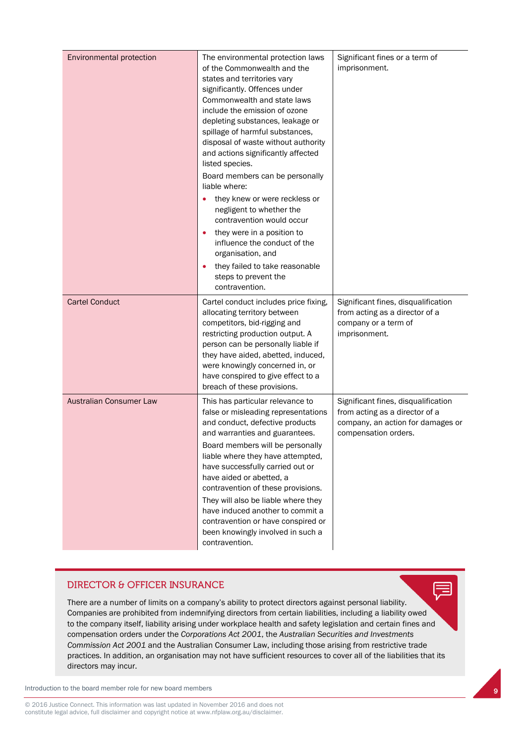| | | |
|---|---|---|
| Environmental protection | The environmental protection laws of the Commonwealth and the states and territories vary significantly. Offences under Commonwealth and state laws include the emission of ozone depleting substances, leakage or spillage of harmful substances, disposal of waste without authority and actions significantly affected listed species.<br><br>Board members can be personally liable where:<br>• they knew or were reckless or negligent to whether the contravention would occur<br>• they were in a position to influence the conduct of the organisation, and<br>• they failed to take reasonable steps to prevent the contravention. | Significant fines or a term of imprisonment. |
| Cartel Conduct | Cartel conduct includes price fixing, allocating territory between competitors, bid-rigging and restricting production output. A person can be personally liable if they have aided, abetted, induced, were knowingly concerned in, or have conspired to give effect to a breach of these provisions. | Significant fines, disqualification from acting as a director of a company or a term of imprisonment. |
| Australian Consumer Law | This has particular relevance to false or misleading representations and conduct, defective products and warranties and guarantees.<br><br>Board members will be personally liable where they have attempted, have successfully carried out or have aided or abetted, a contravention of these provisions.<br><br>They will also be liable where they have induced another to commit a contravention or have conspired or been knowingly involved in such a contravention. | Significant fines, disqualification from acting as a director of a company, an action for damages or compensation orders. |

## DIRECTOR & OFFICER INSURANCE

There are a number of limits on a company's ability to protect directors against personal liability. Companies are prohibited from indemnifying directors from certain liabilities, including a liability owed to the company itself, liability arising under workplace health and safety legislation and certain fines and compensation orders under the *Corporations Act 2001*, the *Australian Securities and Investments Commission Act 2001* and the Australian Consumer Law, including those arising from restrictive trade practices. In addition, an organisation may not have sufficient resources to cover all of the liabilities that its directors may incur.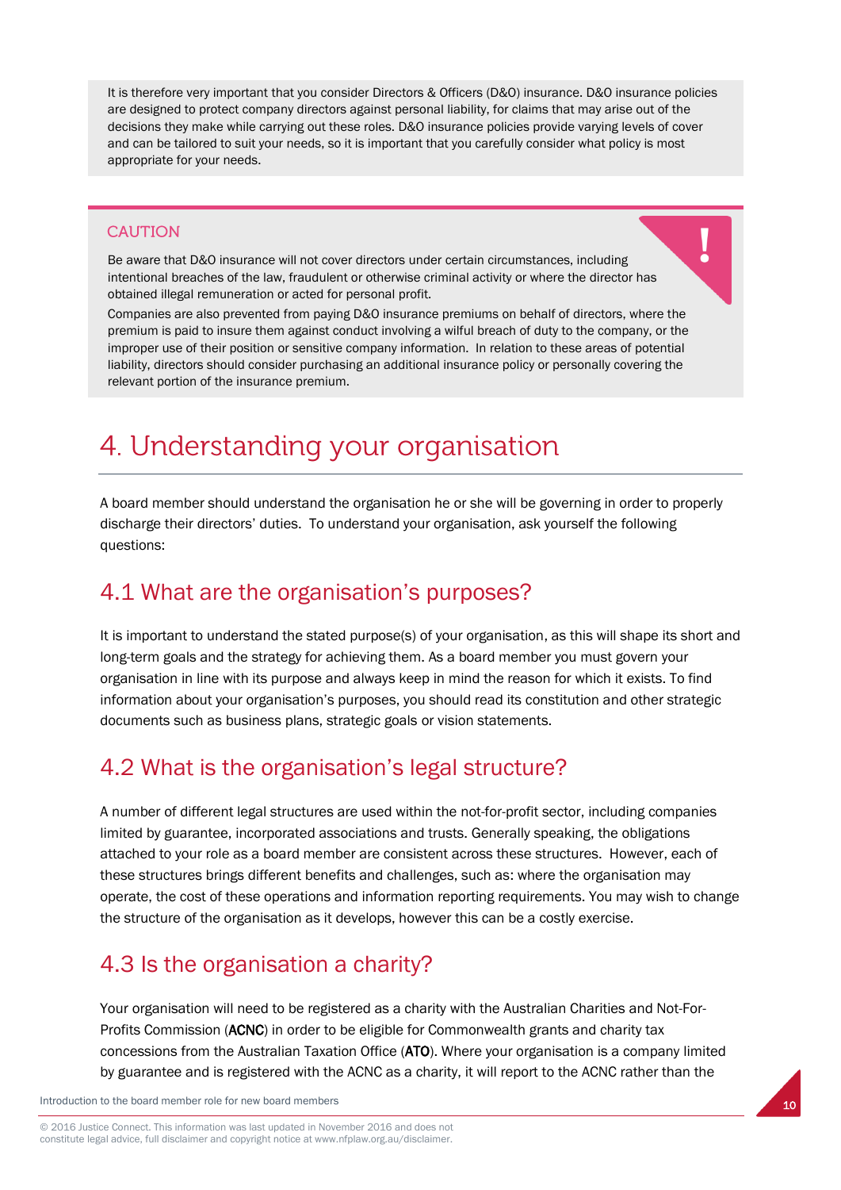It is therefore very important that you consider Directors & Officers (D&O) insurance. D&O insurance policies are designed to protect company directors against personal liability, for claims that may arise out of the decisions they make while carrying out these roles. D&O insurance policies provide varying levels of cover and can be tailored to suit your needs, so it is important that you carefully consider what policy is most appropriate for your needs.

**CAUTION**

Be aware that D&O insurance will not cover directors under certain circumstances, including intentional breaches of the law, fraudulent or otherwise criminal activity or where the director has obtained illegal remuneration or acted for personal profit.

Companies are also prevented from paying D&O insurance premiums on behalf of directors, where the premium is paid to insure them against conduct involving a wilful breach of duty to the company, or the improper use of their position or sensitive company information. In relation to these areas of potential liability, directors should consider purchasing an additional insurance policy or personally covering the relevant portion of the insurance premium.

# 4. Understanding your organisation

A board member should understand the organisation he or she will be governing in order to properly discharge their directors' duties. To understand your organisation, ask yourself the following questions:

## 4.1 What are the organisation's purposes?

It is important to understand the stated purpose(s) of your organisation, as this will shape its short and long-term goals and the strategy for achieving them. As a board member you must govern your organisation in line with its purpose and always keep in mind the reason for which it exists. To find information about your organisation's purposes, you should read its constitution and other strategic documents such as business plans, strategic goals or vision statements.

## 4.2 What is the organisation's legal structure?

A number of different legal structures are used within the not-for-profit sector, including companies limited by guarantee, incorporated associations and trusts. Generally speaking, the obligations attached to your role as a board member are consistent across these structures. However, each of these structures brings different benefits and challenges, such as: where the organisation may operate, the cost of these operations and information reporting requirements. You may wish to change the structure of the organisation as it develops, however this can be a costly exercise.

## 4.3 Is the organisation a charity?

Your organisation will need to be registered as a charity with the Australian Charities and Not-For-Profits Commission (**ACNC**) in order to be eligible for Commonwealth grants and charity tax concessions from the Australian Taxation Office (**ATO**). Where your organisation is a company limited by guarantee and is registered with the ACNC as a charity, it will report to the ACNC rather than the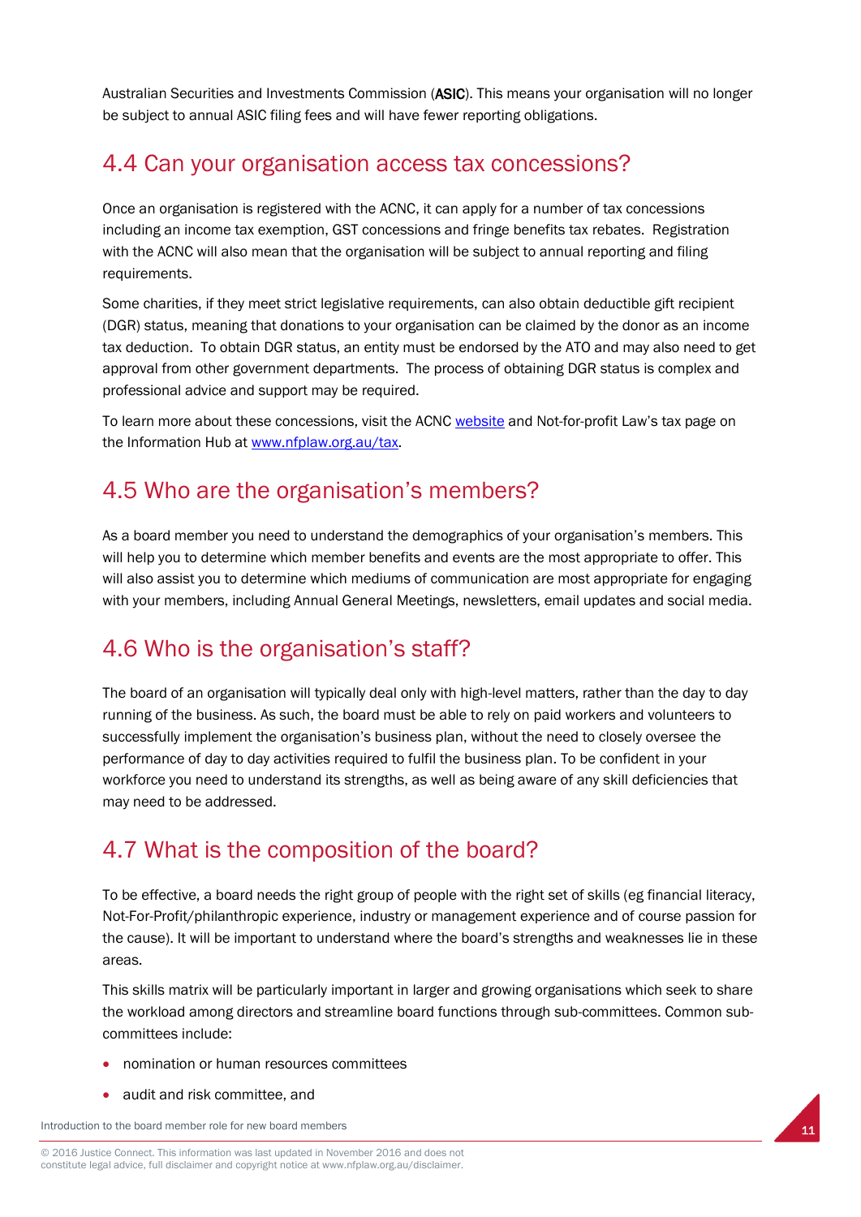Australian Securities and Investments Commission (**ASIC**). This means your organisation will no longer be subject to annual ASIC filing fees and will have fewer reporting obligations.

## 4.4 Can your organisation access tax concessions?

Once an organisation is registered with the ACNC, it can apply for a number of tax concessions including an income tax exemption, GST concessions and fringe benefits tax rebates. Registration with the ACNC will also mean that the organisation will be subject to annual reporting and filing requirements.

Some charities, if they meet strict legislative requirements, can also obtain deductible gift recipient (DGR) status, meaning that donations to your organisation can be claimed by the donor as an income tax deduction. To obtain DGR status, an entity must be endorsed by the ATO and may also need to get approval from other government departments. The process of obtaining DGR status is complex and professional advice and support may be required.

To learn more about these concessions, visit the ACNC website and Not-for-profit Law's tax page on the Information Hub at www.nfplaw.org.au/tax.

## 4.5 Who are the organisation's members?

As a board member you need to understand the demographics of your organisation's members. This will help you to determine which member benefits and events are the most appropriate to offer. This will also assist you to determine which mediums of communication are most appropriate for engaging with your members, including Annual General Meetings, newsletters, email updates and social media.

## 4.6 Who is the organisation's staff?

The board of an organisation will typically deal only with high-level matters, rather than the day to day running of the business. As such, the board must be able to rely on paid workers and volunteers to successfully implement the organisation's business plan, without the need to closely oversee the performance of day to day activities required to fulfil the business plan. To be confident in your workforce you need to understand its strengths, as well as being aware of any skill deficiencies that may need to be addressed.

## 4.7 What is the composition of the board?

To be effective, a board needs the right group of people with the right set of skills (eg financial literacy, Not-For-Profit/philanthropic experience, industry or management experience and of course passion for the cause). It will be important to understand where the board's strengths and weaknesses lie in these areas.

This skills matrix will be particularly important in larger and growing organisations which seek to share the workload among directors and streamline board functions through sub-committees. Common sub-committees include:

- nomination or human resources committees
- audit and risk committee, and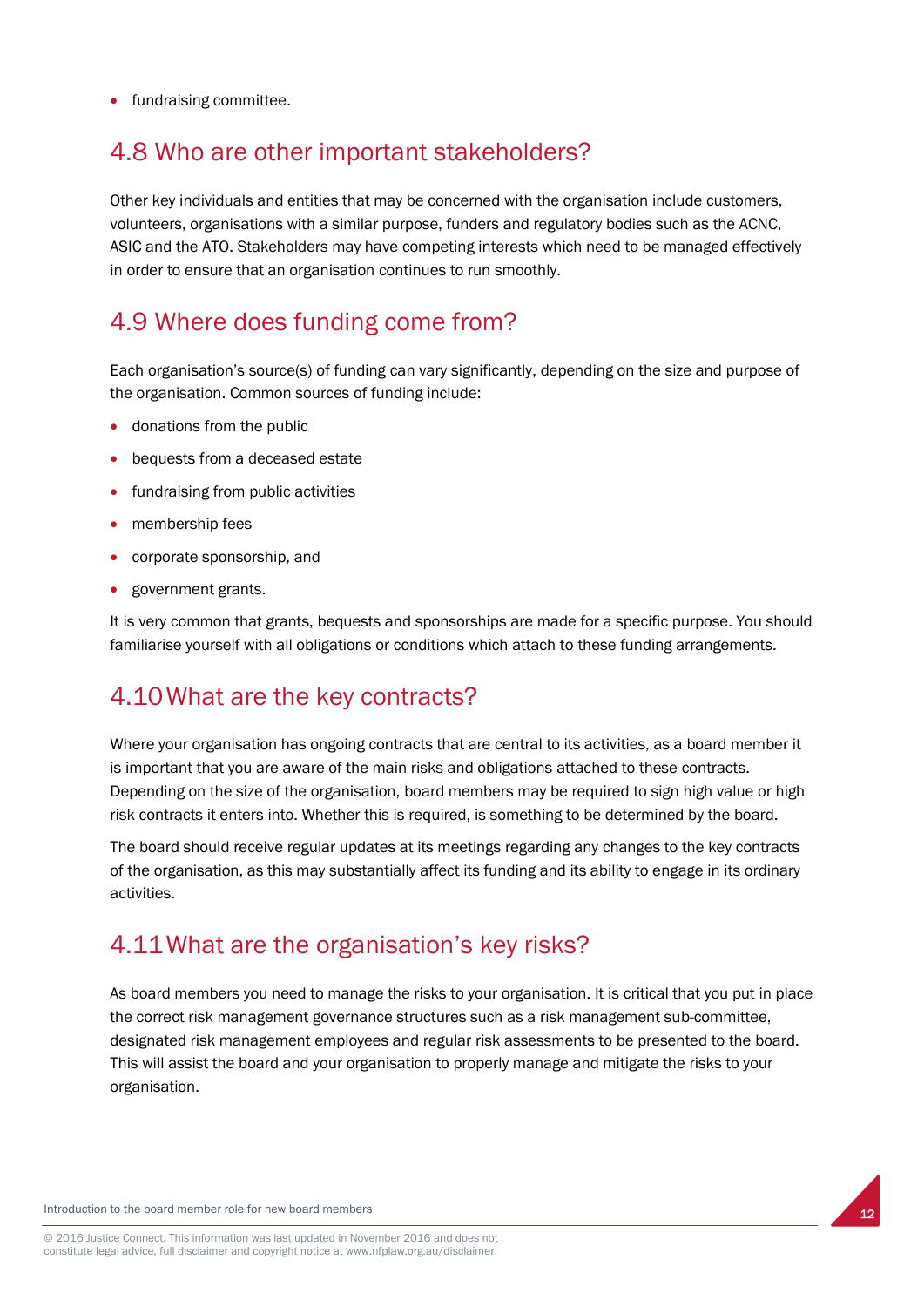- fundraising committee.

## 4.8 Who are other important stakeholders?

Other key individuals and entities that may be concerned with the organisation include customers, volunteers, organisations with a similar purpose, funders and regulatory bodies such as the ACNC, ASIC and the ATO. Stakeholders may have competing interests which need to be managed effectively in order to ensure that an organisation continues to run smoothly.

## 4.9 Where does funding come from?

Each organisation's source(s) of funding can vary significantly, depending on the size and purpose of the organisation. Common sources of funding include:

- donations from the public
- bequests from a deceased estate
- fundraising from public activities
- membership fees
- corporate sponsorship, and
- government grants.

It is very common that grants, bequests and sponsorships are made for a specific purpose. You should familiarise yourself with all obligations or conditions which attach to these funding arrangements.

## 4.10 What are the key contracts?

Where your organisation has ongoing contracts that are central to its activities, as a board member it is important that you are aware of the main risks and obligations attached to these contracts. Depending on the size of the organisation, board members may be required to sign high value or high risk contracts it enters into. Whether this is required, is something to be determined by the board.

The board should receive regular updates at its meetings regarding any changes to the key contracts of the organisation, as this may substantially affect its funding and its ability to engage in its ordinary activities.

## 4.11 What are the organisation's key risks?

As board members you need to manage the risks to your organisation. It is critical that you put in place the correct risk management governance structures such as a risk management sub-committee, designated risk management employees and regular risk assessments to be presented to the board. This will assist the board and your organisation to properly manage and mitigate the risks to your organisation.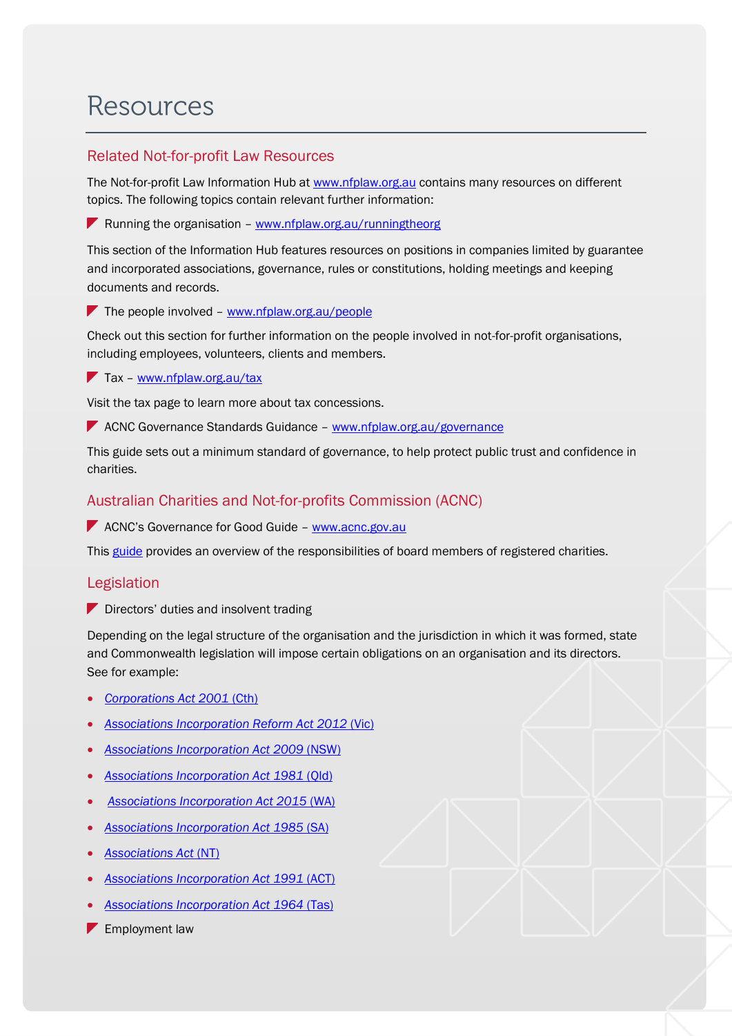# Resources

## Related Not-for-profit Law Resources

The Not-for-profit Law Information Hub at www.nfplaw.org.au contains many resources on different topics. The following topics contain relevant further information:

- Running the organisation – www.nfplaw.org.au/runningtheorg

This section of the Information Hub features resources on positions in companies limited by guarantee and incorporated associations, governance, rules or constitutions, holding meetings and keeping documents and records.

- The people involved – www.nfplaw.org.au/people

Check out this section for further information on the people involved in not-for-profit organisations, including employees, volunteers, clients and members.

- Tax – www.nfplaw.org.au/tax

Visit the tax page to learn more about tax concessions.

- ACNC Governance Standards Guidance – www.nfplaw.org.au/governance

This guide sets out a minimum standard of governance, to help protect public trust and confidence in charities.

## Australian Charities and Not-for-profits Commission (ACNC)

- ACNC's Governance for Good Guide – www.acnc.gov.au

This guide provides an overview of the responsibilities of board members of registered charities.

## Legislation

- Directors' duties and insolvent trading

Depending on the legal structure of the organisation and the jurisdiction in which it was formed, state and Commonwealth legislation will impose certain obligations on an organisation and its directors. See for example:

- *Corporations Act 2001* (Cth)
- *Associations Incorporation Reform Act 2012* (Vic)
- *Associations Incorporation Act 2009* (NSW)
- *Associations Incorporation Act 1981* (Qld)
- *Associations Incorporation Act 2015* (WA)
- *Associations Incorporation Act 1985* (SA)
- *Associations Act* (NT)
- *Associations Incorporation Act 1991* (ACT)
- *Associations Incorporation Act 1964* (Tas)

- Employment law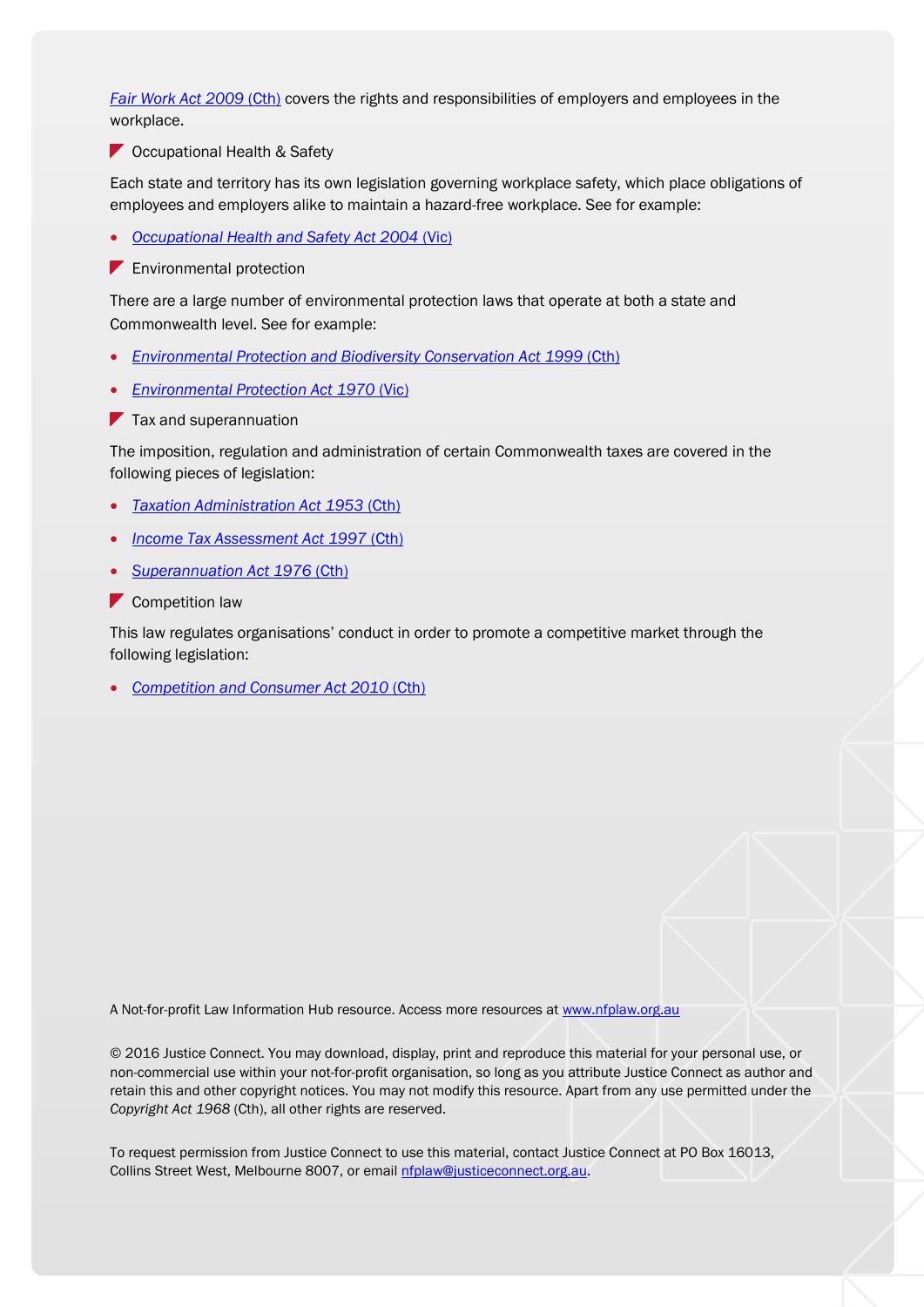[*Fair Work Act 2009* (Cth)](#) covers the rights and responsibilities of employers and employees in the workplace.

### Occupational Health & Safety

Each state and territory has its own legislation governing workplace safety, which place obligations of employees and employers alike to maintain a hazard-free workplace. See for example:

- *Occupational Health and Safety Act 2004* (Vic)

### Environmental protection

There are a large number of environmental protection laws that operate at both a state and Commonwealth level. See for example:

- *Environmental Protection and Biodiversity Conservation Act 1999* (Cth)
- *Environmental Protection Act 1970* (Vic)

### Tax and superannuation

The imposition, regulation and administration of certain Commonwealth taxes are covered in the following pieces of legislation:

- *Taxation Administration Act 1953* (Cth)
- *Income Tax Assessment Act 1997* (Cth)
- *Superannuation Act 1976* (Cth)

### Competition law

This law regulates organisations' conduct in order to promote a competitive market through the following legislation:

- *Competition and Consumer Act 2010* (Cth)

A Not-for-profit Law Information Hub resource. Access more resources at www.nfplaw.org.au

© 2016 Justice Connect. You may download, display, print and reproduce this material for your personal use, or non-commercial use within your not-for-profit organisation, so long as you attribute Justice Connect as author and retain this and other copyright notices. You may not modify this resource. Apart from any use permitted under the *Copyright Act 1968* (Cth), all other rights are reserved.

To request permission from Justice Connect to use this material, contact Justice Connect at PO Box 16013, Collins Street West, Melbourne 8007, or email nfplaw@justiceconnect.org.au.